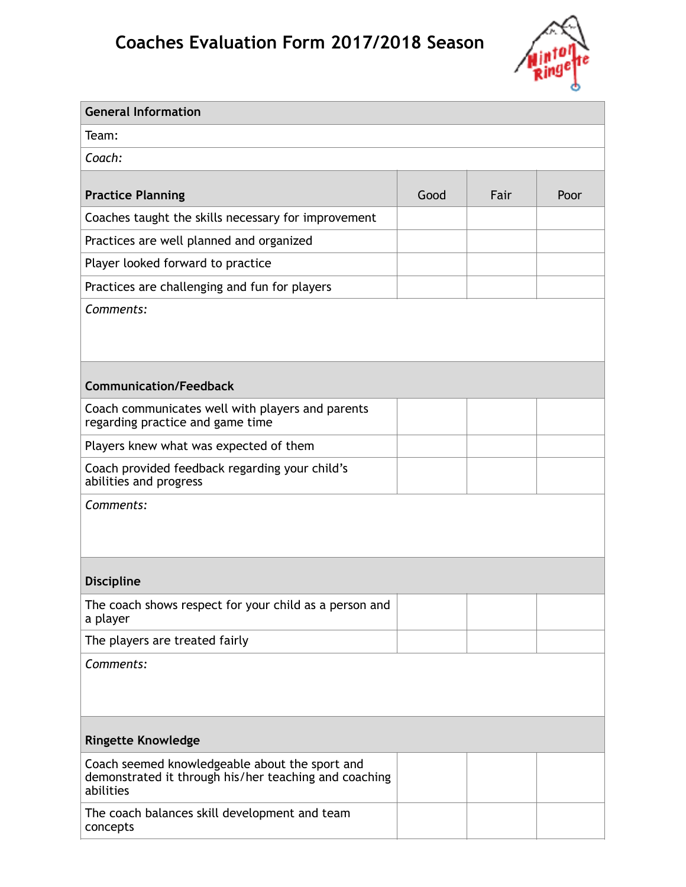# Coaches Evaluation Form 2017/2018 Season

| General Information | | | |
|---|---|---|---|
| Team: | | | |
| *Coach:* | | | |
| **Practice Planning** | Good | Fair | Poor |
| Coaches taught the skills necessary for improvement | | | |
| Practices are well planned and organized | | | |
| Player looked forward to practice | | | |
| Practices are challenging and fun for players | | | |
| *Comments:* | | | |
| **Communication/Feedback** | | | |
| Coach communicates well with players and parents regarding practice and game time | | | |
| Players knew what was expected of them | | | |
| Coach provided feedback regarding your child's abilities and progress | | | |
| *Comments:* | | | |
| **Discipline** | | | |
| The coach shows respect for your child as a person and a player | | | |
| The players are treated fairly | | | |
| *Comments:* | | | |
| **Ringette Knowledge** | | | |
| Coach seemed knowledgeable about the sport and demonstrated it through his/her teaching and coaching abilities | | | |
| The coach balances skill development and team concepts | | | |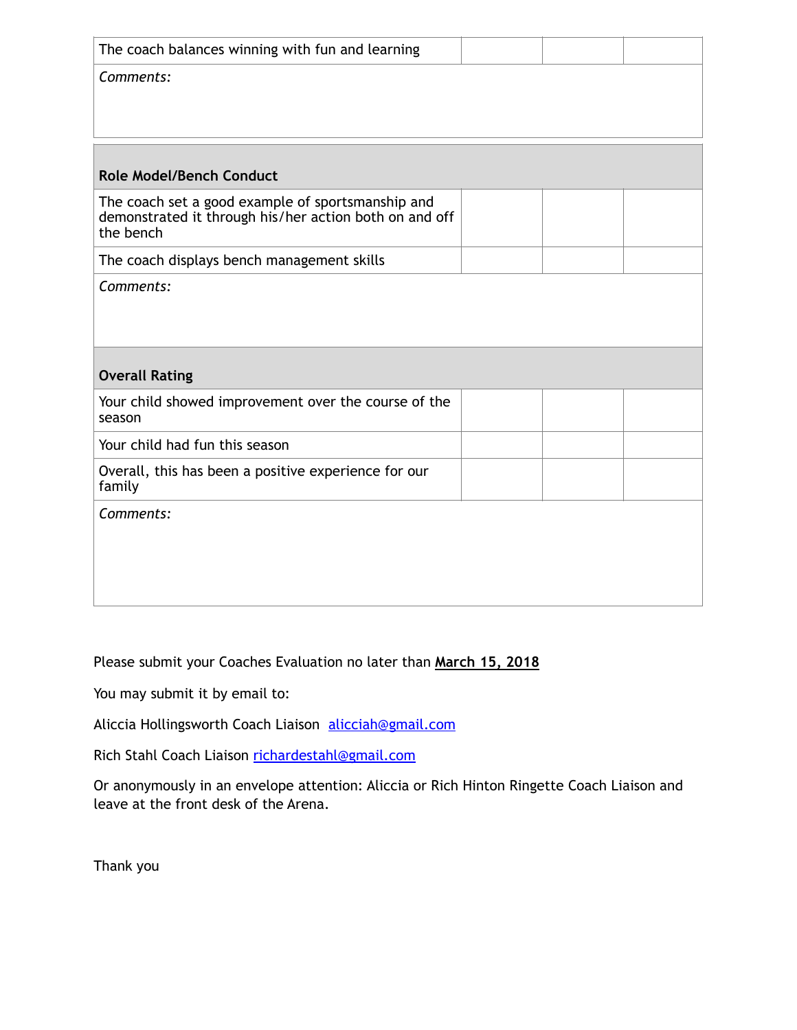| | | | |
|---|---|---|---|
| The coach balances winning with fun and learning | | | |
| *Comments:* | | | |

| | | | |
|---|---|---|---|
| **Role Model/Bench Conduct** | | | |
| The coach set a good example of sportsmanship and demonstrated it through his/her action both on and off the bench | | | |
| The coach displays bench management skills | | | |
| *Comments:* | | | |
| **Overall Rating** | | | |
| Your child showed improvement over the course of the season | | | |
| Your child had fun this season | | | |
| Overall, this has been a positive experience for our family | | | |
| *Comments:* | | | |

Please submit your Coaches Evaluation no later than **March 15, 2018**

You may submit it by email to:

Aliccia Hollingsworth Coach Liaison [alicciah@gmail.com](mailto:alicciah@gmail.com)

Rich Stahl Coach Liaison [richardestahl@gmail.com](mailto:richardestahl@gmail.com)

Or anonymously in an envelope attention: Aliccia or Rich Hinton Ringette Coach Liaison and leave at the front desk of the Arena.

Thank you